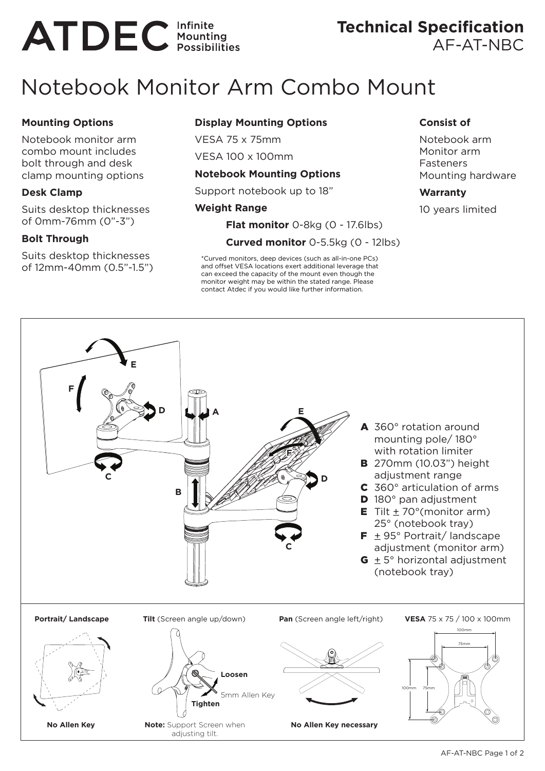# ATDEC Infinite Mounting Possibilities

## Technical Specification
AF-AT-NBC

# Notebook Monitor Arm Combo Mount

### Mounting Options

Notebook monitor arm combo mount includes bolt through and desk clamp mounting options

### Desk Clamp

Suits desktop thicknesses of 0mm-76mm (0"-3")

### Bolt Through

Suits desktop thicknesses of 12mm-40mm (0.5"-1.5")

### Display Mounting Options

VESA 75 x 75mm

VESA 100 x 100mm

### Notebook Mounting Options

Support notebook up to 18"

### Weight Range

**Flat monitor** 0-8kg (0 - 17.6lbs)

**Curved monitor** 0-5.5kg (0 - 12lbs)

*Curved monitors, deep devices (such as all-in-one PCs) and offset VESA locations exert additional leverage that can exceed the capacity of the mount even though the monitor weight may be within the stated range. Please contact Atdec if you would like further information.

### Consist of

Notebook arm
Monitor arm
Fasteners
Mounting hardware

### Warranty

10 years limited

- **A** 360° rotation around mounting pole/ 180° with rotation limiter
- **B** 270mm (10.03") height adjustment range
- **C** 360° articulation of arms
- **D** 180° pan adjustment
- **E** Tilt ± 70°(monitor arm) 25° (notebook tray)
- **F** ± 95° Portrait/ landscape adjustment (monitor arm)
- **G** ± 5° horizontal adjustment (notebook tray)

**Portrait/ Landscape** — No Allen Key

**Tilt** (Screen angle up/down) — Loosen / Tighten, 5mm Allen Key. **Note:** Support Screen when adjusting tilt.

**Pan** (Screen angle left/right) — No Allen Key necessary

**VESA** 75 x 75 / 100 x 100mm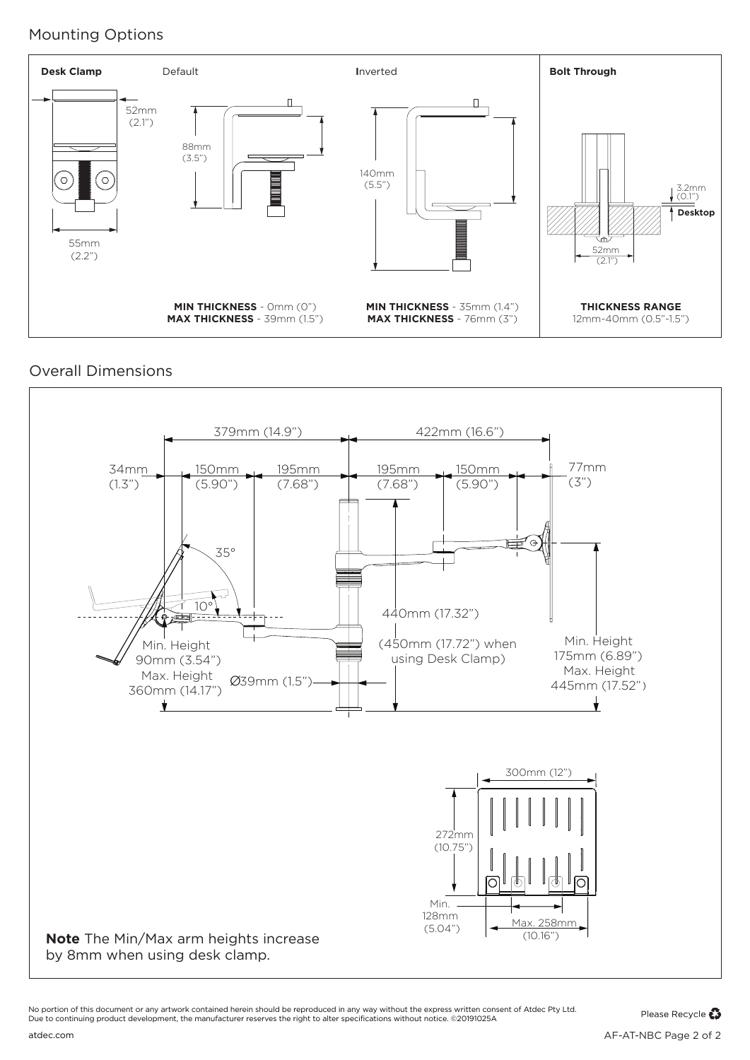## Mounting Options

**Desk Clamp**

52mm
(2.1")

55mm
(2.2")

Default

88mm
(3.5")

**MIN THICKNESS** - 0mm (0")
**MAX THICKNESS** - 39mm (1.5")

**I**nverted

140mm
(5.5")

**MIN THICKNESS** - 35mm (1.4")
**MAX THICKNESS** - 76mm (3")

**Bolt Through**

3.2mm
(0.1")

**Desktop**

52mm
(2.1")

**THICKNESS RANGE**
12mm-40mm (0.5"-1.5")

## Overall Dimensions

379mm (14.9")

422mm (16.6")

34mm
(1.3")

150mm
(5.90")

195mm
(7.68")

195mm
(7.68")

150mm
(5.90")

77mm
(3")

35°

10°

440mm (17.32")

(450mm (17.72") when
using Desk Clamp)

Min. Height
90mm (3.54")
Max. Height
360mm (14.17")

Ø39mm (1.5")

Min. Height
175mm (6.89")
Max. Height
445mm (17.52")

300mm (12")

272mm
(10.75")

Min.
128mm
(5.04")

Max. 258mm
(10.16")

**Note** The Min/Max arm heights increase by 8mm when using desk clamp.

No portion of this document or any artwork contained herein should be reproduced in any way without the express written consent of Atdec Pty Ltd.
Due to continuing product development, the manufacturer reserves the right to alter specifications without notice. ©20191025A

Please Recycle

atdec.com

AF-AT-NBC